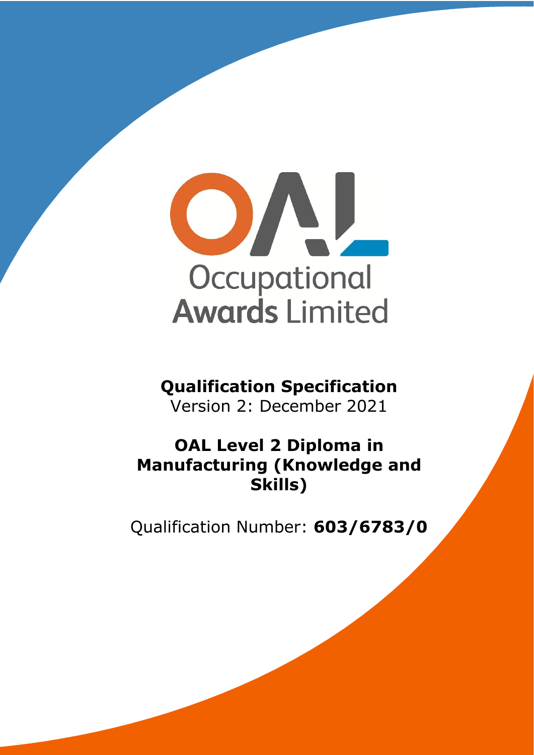Occupational Awards Limited

# Qualification Specification

Version 2: December 2021

## OAL Level 2 Diploma in Manufacturing (Knowledge and Skills)

Qualification Number: **603/6783/0**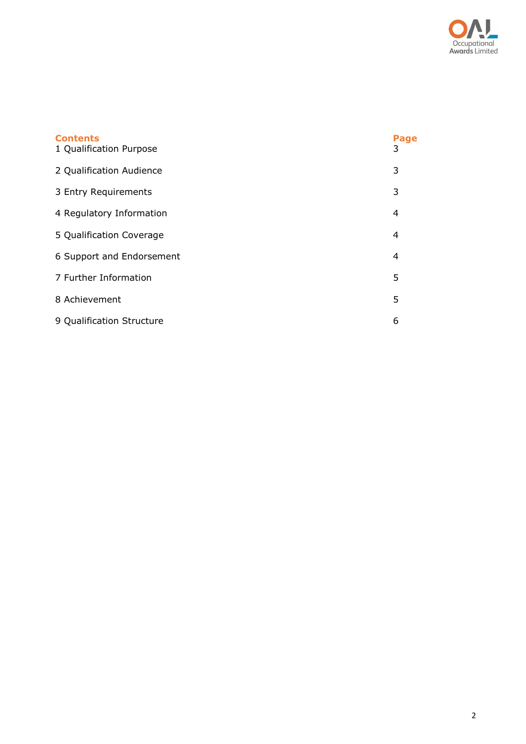## Contents

| Contents | Page |
|---|---|
| 1 Qualification Purpose | 3 |
| 2 Qualification Audience | 3 |
| 3 Entry Requirements | 3 |
| 4 Regulatory Information | 4 |
| 5 Qualification Coverage | 4 |
| 6 Support and Endorsement | 4 |
| 7 Further Information | 5 |
| 8 Achievement | 5 |
| 9 Qualification Structure | 6 |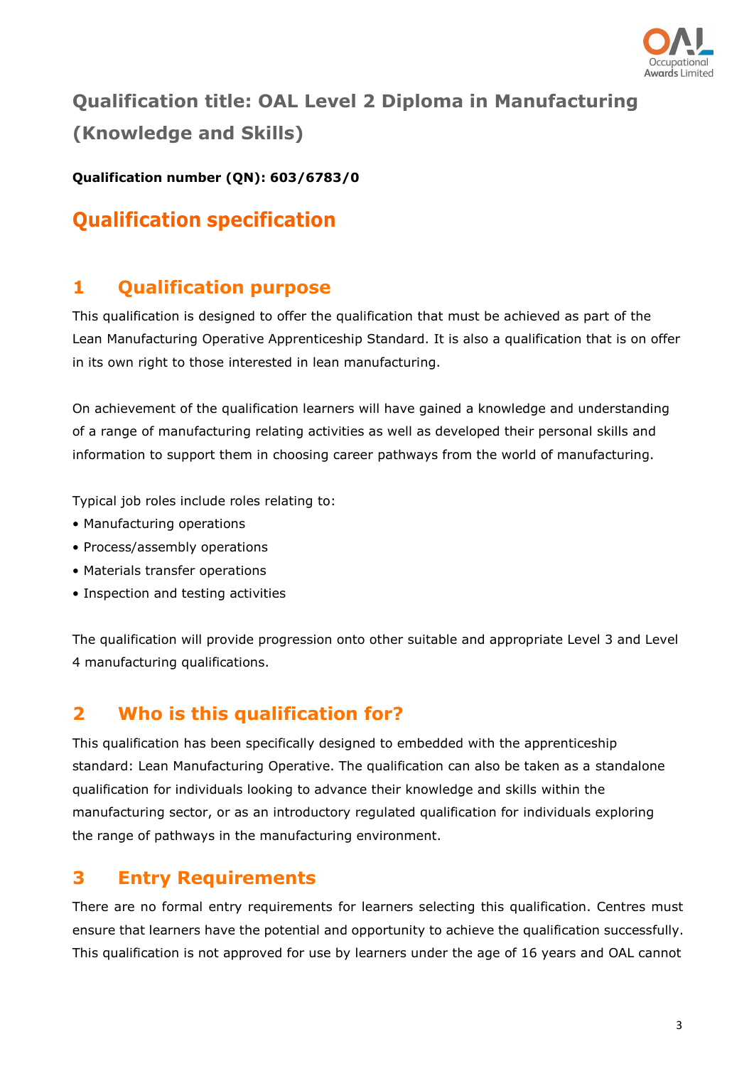# Qualification title: OAL Level 2 Diploma in Manufacturing (Knowledge and Skills)

**Qualification number (QN): 603/6783/0**

# Qualification specification

## 1 Qualification purpose

This qualification is designed to offer the qualification that must be achieved as part of the Lean Manufacturing Operative Apprenticeship Standard. It is also a qualification that is on offer in its own right to those interested in lean manufacturing.

On achievement of the qualification learners will have gained a knowledge and understanding of a range of manufacturing relating activities as well as developed their personal skills and information to support them in choosing career pathways from the world of manufacturing.

Typical job roles include roles relating to:

- Manufacturing operations
- Process/assembly operations
- Materials transfer operations
- Inspection and testing activities

The qualification will provide progression onto other suitable and appropriate Level 3 and Level 4 manufacturing qualifications.

## 2 Who is this qualification for?

This qualification has been specifically designed to embedded with the apprenticeship standard: Lean Manufacturing Operative. The qualification can also be taken as a standalone qualification for individuals looking to advance their knowledge and skills within the manufacturing sector, or as an introductory regulated qualification for individuals exploring the range of pathways in the manufacturing environment.

## 3 Entry Requirements

There are no formal entry requirements for learners selecting this qualification. Centres must ensure that learners have the potential and opportunity to achieve the qualification successfully. This qualification is not approved for use by learners under the age of 16 years and OAL cannot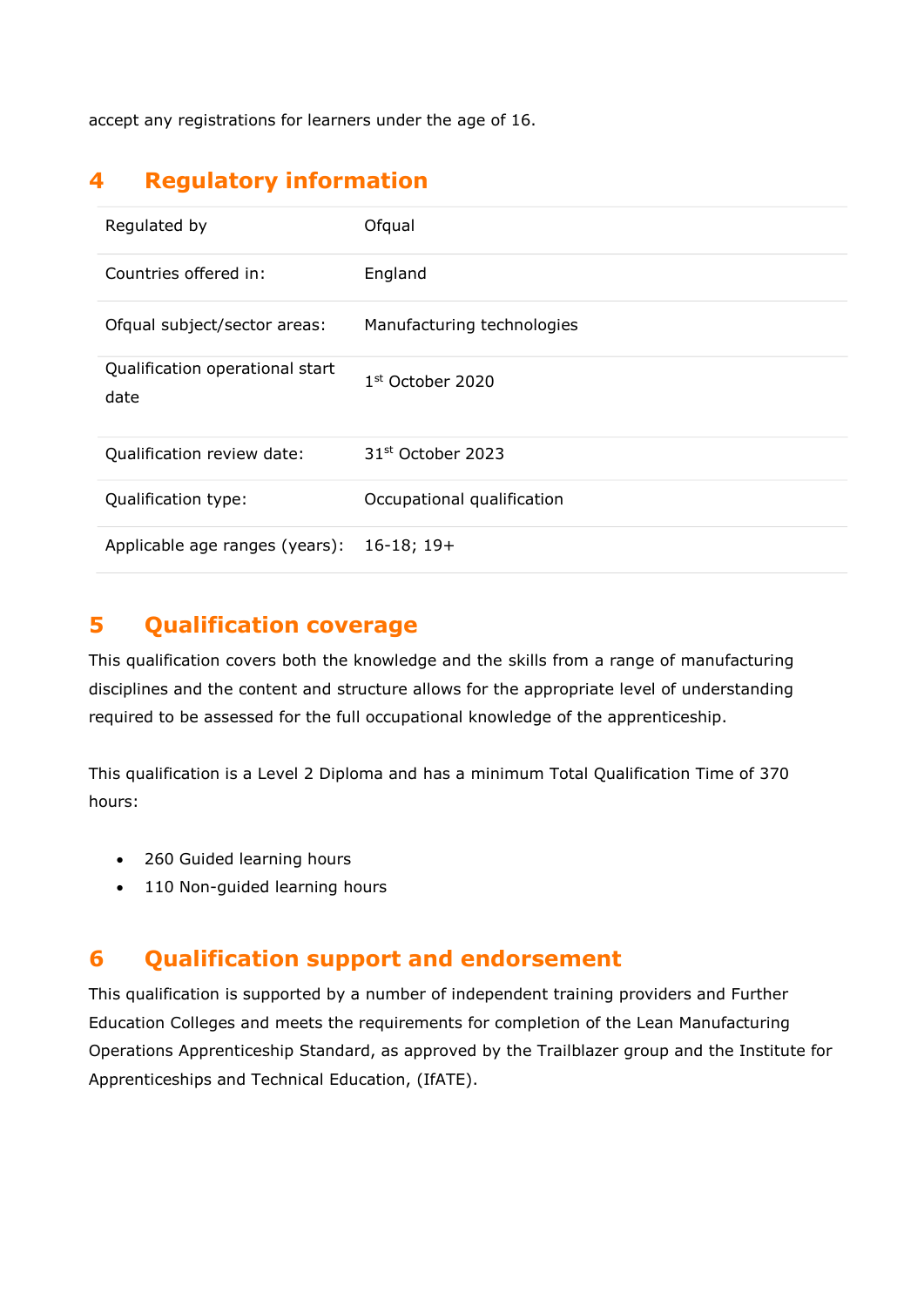accept any registrations for learners under the age of 16.

## 4 Regulatory information

| | |
|---|---|
| Regulated by | Ofqual |
| Countries offered in: | England |
| Ofqual subject/sector areas: | Manufacturing technologies |
| Qualification operational start date | 1st October 2020 |
| Qualification review date: | 31st October 2023 |
| Qualification type: | Occupational qualification |
| Applicable age ranges (years): | 16-18; 19+ |

## 5 Qualification coverage

This qualification covers both the knowledge and the skills from a range of manufacturing disciplines and the content and structure allows for the appropriate level of understanding required to be assessed for the full occupational knowledge of the apprenticeship.

This qualification is a Level 2 Diploma and has a minimum Total Qualification Time of 370 hours:

- 260 Guided learning hours
- 110 Non-guided learning hours

## 6 Qualification support and endorsement

This qualification is supported by a number of independent training providers and Further Education Colleges and meets the requirements for completion of the Lean Manufacturing Operations Apprenticeship Standard, as approved by the Trailblazer group and the Institute for Apprenticeships and Technical Education, (IfATE).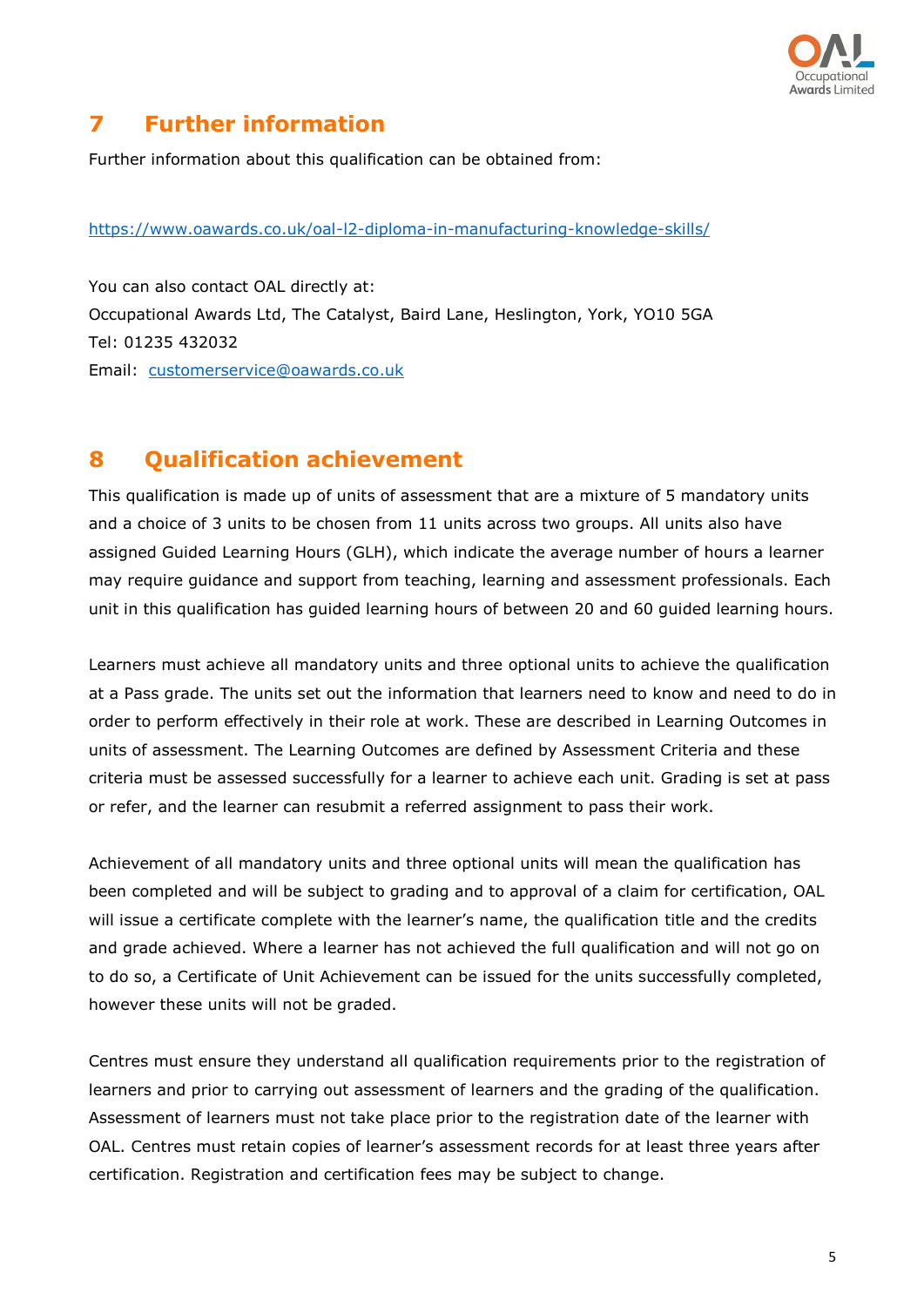## 7 Further information

Further information about this qualification can be obtained from:

https://www.oawards.co.uk/oal-l2-diploma-in-manufacturing-knowledge-skills/

You can also contact OAL directly at:
Occupational Awards Ltd, The Catalyst, Baird Lane, Heslington, York, YO10 5GA
Tel: 01235 432032
Email: customerservice@oawards.co.uk

## 8 Qualification achievement

This qualification is made up of units of assessment that are a mixture of 5 mandatory units and a choice of 3 units to be chosen from 11 units across two groups. All units also have assigned Guided Learning Hours (GLH), which indicate the average number of hours a learner may require guidance and support from teaching, learning and assessment professionals. Each unit in this qualification has guided learning hours of between 20 and 60 guided learning hours.

Learners must achieve all mandatory units and three optional units to achieve the qualification at a Pass grade. The units set out the information that learners need to know and need to do in order to perform effectively in their role at work. These are described in Learning Outcomes in units of assessment. The Learning Outcomes are defined by Assessment Criteria and these criteria must be assessed successfully for a learner to achieve each unit. Grading is set at pass or refer, and the learner can resubmit a referred assignment to pass their work.

Achievement of all mandatory units and three optional units will mean the qualification has been completed and will be subject to grading and to approval of a claim for certification, OAL will issue a certificate complete with the learner's name, the qualification title and the credits and grade achieved. Where a learner has not achieved the full qualification and will not go on to do so, a Certificate of Unit Achievement can be issued for the units successfully completed, however these units will not be graded.

Centres must ensure they understand all qualification requirements prior to the registration of learners and prior to carrying out assessment of learners and the grading of the qualification. Assessment of learners must not take place prior to the registration date of the learner with OAL. Centres must retain copies of learner's assessment records for at least three years after certification. Registration and certification fees may be subject to change.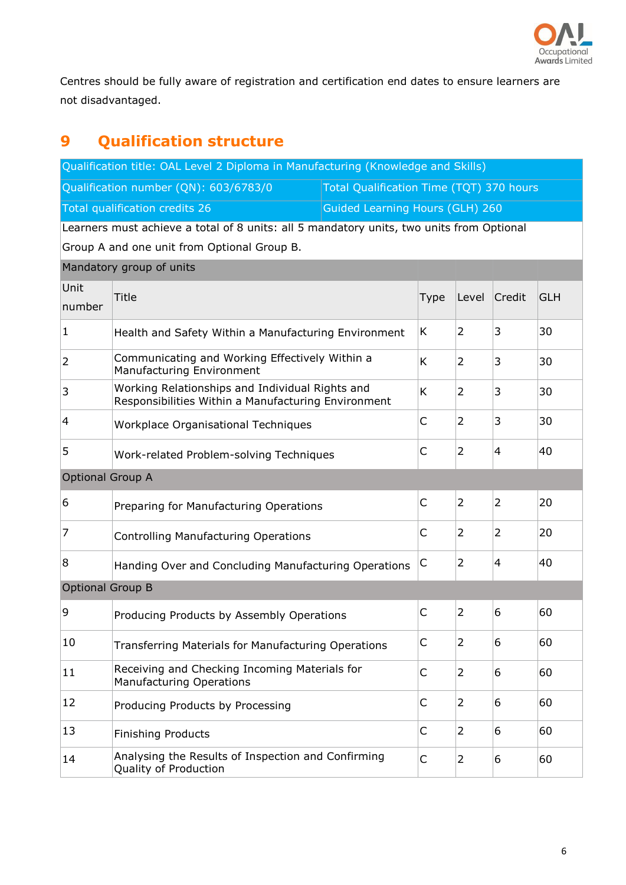Centres should be fully aware of registration and certification end dates to ensure learners are not disadvantaged.

## 9 Qualification structure

| Qualification title: OAL Level 2 Diploma in Manufacturing (Knowledge and Skills) | | | | | |
|---|---|---|---|---|---|
| Qualification number (QN): 603/6783/0 | | Total Qualification Time (TQT) 370 hours | | | |
| Total qualification credits 26 | | Guided Learning Hours (GLH) 260 | | | |
| Learners must achieve a total of 8 units: all 5 mandatory units, two units from Optional Group A and one unit from Optional Group B. | | | | | |
| Mandatory group of units | | | | | |
| Unit number | Title | Type | Level | Credit | GLH |
| 1 | Health and Safety Within a Manufacturing Environment | K | 2 | 3 | 30 |
| 2 | Communicating and Working Effectively Within a Manufacturing Environment | K | 2 | 3 | 30 |
| 3 | Working Relationships and Individual Rights and Responsibilities Within a Manufacturing Environment | K | 2 | 3 | 30 |
| 4 | Workplace Organisational Techniques | C | 2 | 3 | 30 |
| 5 | Work-related Problem-solving Techniques | C | 2 | 4 | 40 |
| Optional Group A | | | | | |
| 6 | Preparing for Manufacturing Operations | C | 2 | 2 | 20 |
| 7 | Controlling Manufacturing Operations | C | 2 | 2 | 20 |
| 8 | Handing Over and Concluding Manufacturing Operations | C | 2 | 4 | 40 |
| Optional Group B | | | | | |
| 9 | Producing Products by Assembly Operations | C | 2 | 6 | 60 |
| 10 | Transferring Materials for Manufacturing Operations | C | 2 | 6 | 60 |
| 11 | Receiving and Checking Incoming Materials for Manufacturing Operations | C | 2 | 6 | 60 |
| 12 | Producing Products by Processing | C | 2 | 6 | 60 |
| 13 | Finishing Products | C | 2 | 6 | 60 |
| 14 | Analysing the Results of Inspection and Confirming Quality of Production | C | 2 | 6 | 60 |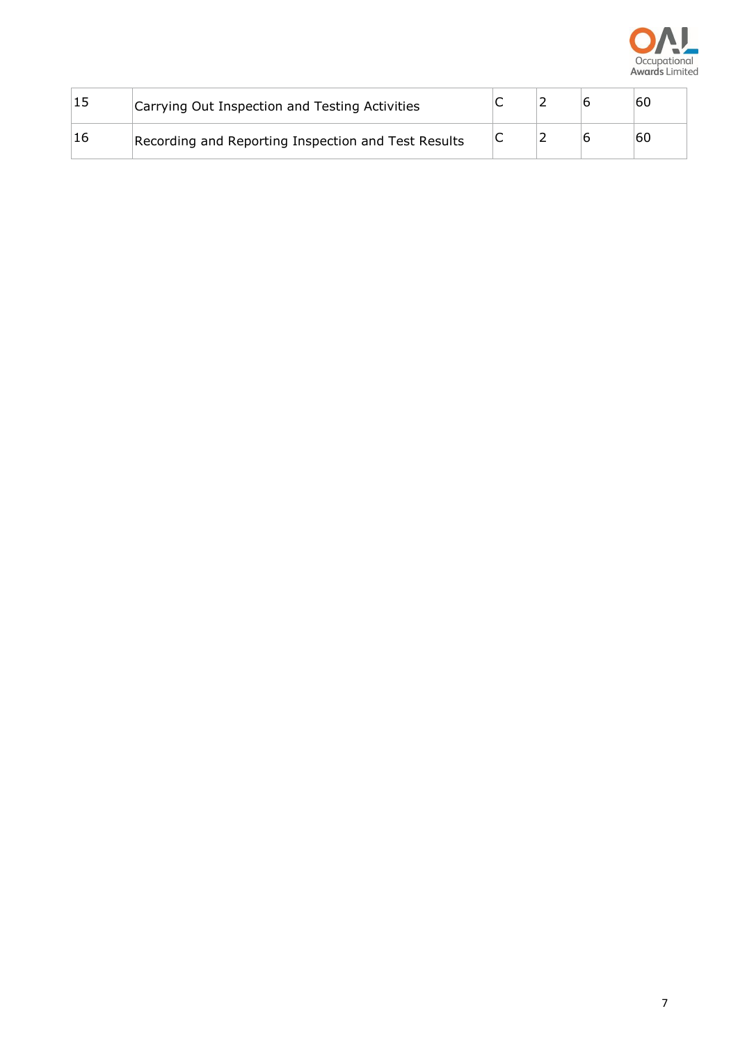| | | | | | |
|---|---|---|---|---|---|
| 15 | Carrying Out Inspection and Testing Activities | C | 2 | 6 | 60 |
| 16 | Recording and Reporting Inspection and Test Results | C | 2 | 6 | 60 |